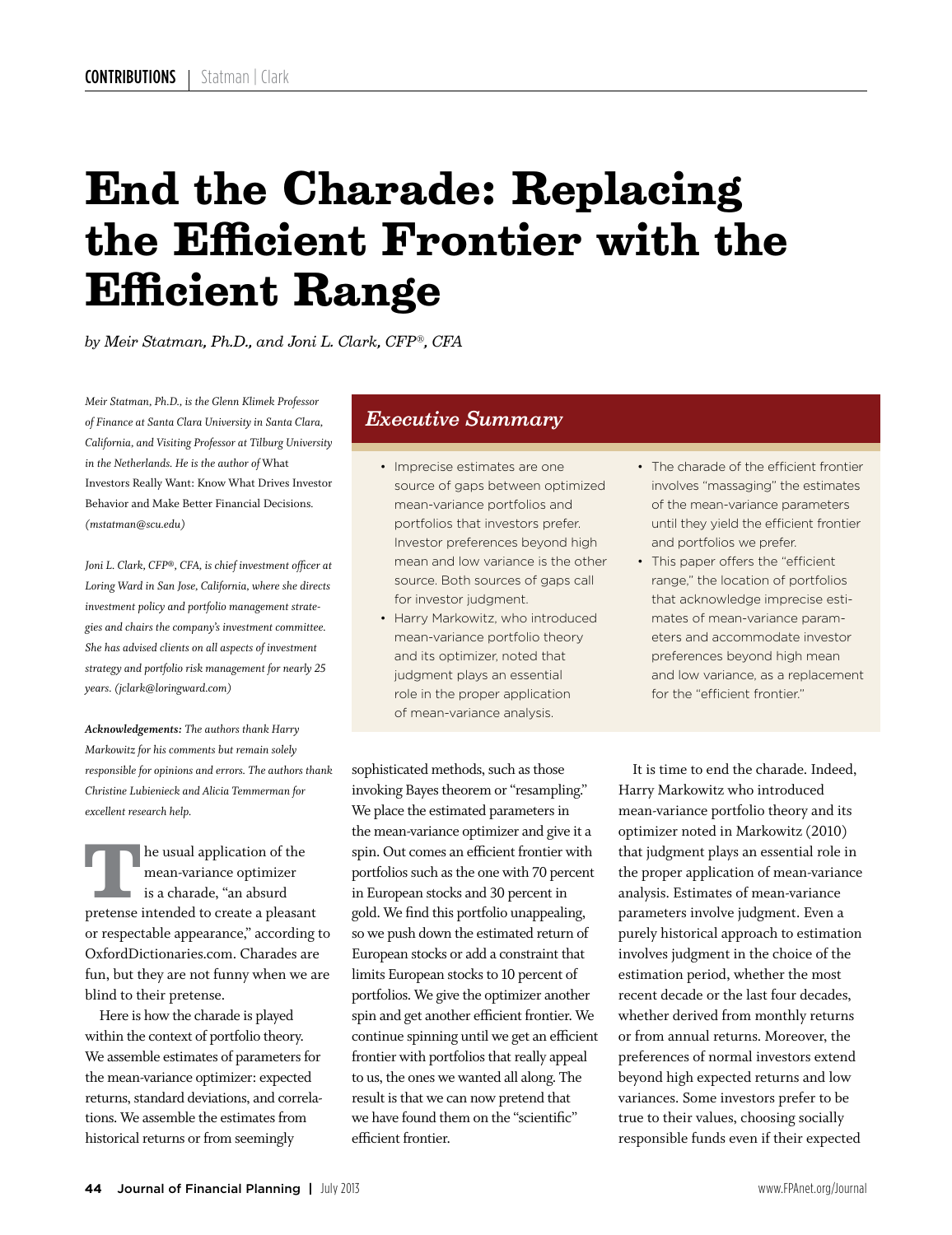# End the Charade: Replacing the Efficient Frontier with the Efficient Range

*by Meir Statman, Ph.D., and Joni L. Clark, CFP®, CFA*

*Meir Statman, Ph.D., is the Glenn Klimek Professor of Finance at Santa Clara University in Santa Clara, California, and Visiting Professor at Tilburg University in the Netherlands. He is the author of* What Investors Really Want: Know What Drives Investor Behavior and Make Better Financial Decisions. *(mstatman@scu.edu)*

*Joni L. Clark, CFP®, CFA, is chief investment officer at Loring Ward in San Jose, California, where she directs investment policy and portfolio management strategies and chairs the company's investment committee. She has advised clients on all aspects of investment strategy and portfolio risk management for nearly 25 years. (jclark@loringward.com)*

***Acknowledgements:*** *The authors thank Harry Markowitz for his comments but remain solely responsible for opinions and errors. The authors thank Christine Lubienieck and Alicia Temmerman for excellent research help.*

## Executive Summary

- Imprecise estimates are one source of gaps between optimized mean-variance portfolios and portfolios that investors prefer. Investor preferences beyond high mean and low variance is the other source. Both sources of gaps call for investor judgment.
- Harry Markowitz, who introduced mean-variance portfolio theory and its optimizer, noted that judgment plays an essential role in the proper application of mean-variance analysis.
- The charade of the efficient frontier involves "massaging" the estimates of the mean-variance parameters until they yield the efficient frontier and portfolios we prefer.
- This paper offers the "efficient range," the location of portfolios that acknowledge imprecise estimates of mean-variance parameters and accommodate investor preferences beyond high mean and low variance, as a replacement for the "efficient frontier."

The usual application of the mean-variance optimizer is a charade, "an absurd pretense intended to create a pleasant or respectable appearance," according to OxfordDictionaries.com. Charades are fun, but they are not funny when we are blind to their pretense.

Here is how the charade is played within the context of portfolio theory. We assemble estimates of parameters for the mean-variance optimizer: expected returns, standard deviations, and correlations. We assemble the estimates from historical returns or from seemingly sophisticated methods, such as those invoking Bayes theorem or "resampling." We place the estimated parameters in the mean-variance optimizer and give it a spin. Out comes an efficient frontier with portfolios such as the one with 70 percent in European stocks and 30 percent in gold. We find this portfolio unappealing, so we push down the estimated return of European stocks or add a constraint that limits European stocks to 10 percent of portfolios. We give the optimizer another spin and get another efficient frontier. We continue spinning until we get an efficient frontier with portfolios that really appeal to us, the ones we wanted all along. The result is that we can now pretend that we have found them on the "scientific" efficient frontier.

It is time to end the charade. Indeed, Harry Markowitz who introduced mean-variance portfolio theory and its optimizer noted in Markowitz (2010) that judgment plays an essential role in the proper application of mean-variance analysis. Estimates of mean-variance parameters involve judgment. Even a purely historical approach to estimation involves judgment in the choice of the estimation period, whether the most recent decade or the last four decades, whether derived from monthly returns or from annual returns. Moreover, the preferences of normal investors extend beyond high expected returns and low variances. Some investors prefer to be true to their values, choosing socially responsible funds even if their expected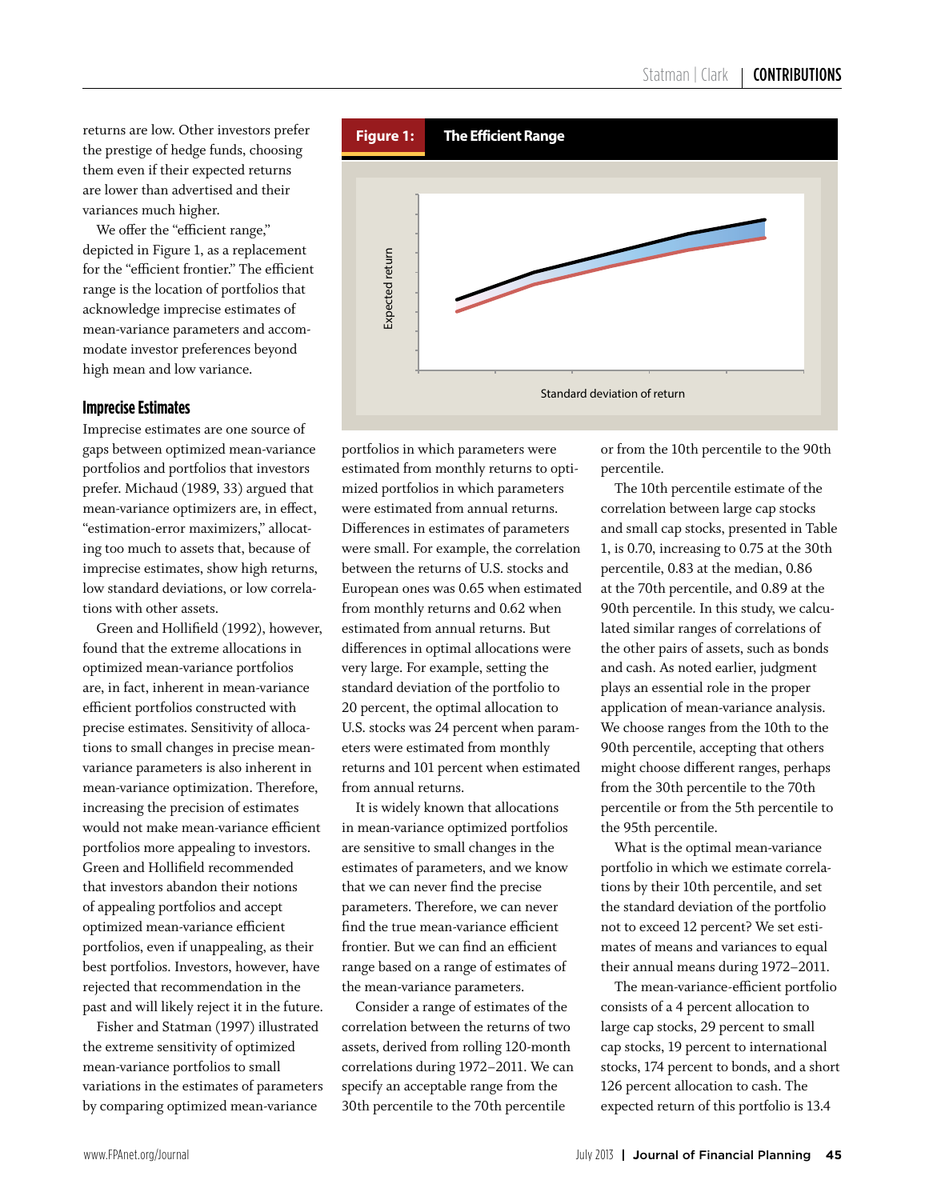returns are low. Other investors prefer the prestige of hedge funds, choosing them even if their expected returns are lower than advertised and their variances much higher.

We offer the "efficient range," depicted in Figure 1, as a replacement for the "efficient frontier." The efficient range is the location of portfolios that acknowledge imprecise estimates of mean-variance parameters and accommodate investor preferences beyond high mean and low variance.

**Figure 1: The Efficient Range**

Expected return

Standard deviation of return

## Imprecise Estimates

Imprecise estimates are one source of gaps between optimized mean-variance portfolios and portfolios that investors prefer. Michaud (1989, 33) argued that mean-variance optimizers are, in effect, "estimation-error maximizers," allocating too much to assets that, because of imprecise estimates, show high returns, low standard deviations, or low correlations with other assets.

Green and Hollifield (1992), however, found that the extreme allocations in optimized mean-variance portfolios are, in fact, inherent in mean-variance efficient portfolios constructed with precise estimates. Sensitivity of allocations to small changes in precise mean-variance parameters is also inherent in mean-variance optimization. Therefore, increasing the precision of estimates would not make mean-variance efficient portfolios more appealing to investors. Green and Hollifield recommended that investors abandon their notions of appealing portfolios and accept optimized mean-variance efficient portfolios, even if unappealing, as their best portfolios. Investors, however, have rejected that recommendation in the past and will likely reject it in the future.

Fisher and Statman (1997) illustrated the extreme sensitivity of optimized mean-variance portfolios to small variations in the estimates of parameters by comparing optimized mean-variance portfolios in which parameters were estimated from monthly returns to optimized portfolios in which parameters were estimated from annual returns. Differences in estimates of parameters were small. For example, the correlation between the returns of U.S. stocks and European ones was 0.65 when estimated from monthly returns and 0.62 when estimated from annual returns. But differences in optimal allocations were very large. For example, setting the standard deviation of the portfolio to 20 percent, the optimal allocation to U.S. stocks was 24 percent when parameters were estimated from monthly returns and 101 percent when estimated from annual returns.

It is widely known that allocations in mean-variance optimized portfolios are sensitive to small changes in the estimates of parameters, and we know that we can never find the precise parameters. Therefore, we can never find the true mean-variance efficient frontier. But we can find an efficient range based on a range of estimates of the mean-variance parameters.

Consider a range of estimates of the correlation between the returns of two assets, derived from rolling 120-month correlations during 1972–2011. We can specify an acceptable range from the 30th percentile to the 70th percentile or from the 10th percentile to the 90th percentile.

The 10th percentile estimate of the correlation between large cap stocks and small cap stocks, presented in Table 1, is 0.70, increasing to 0.75 at the 30th percentile, 0.83 at the median, 0.86 at the 70th percentile, and 0.89 at the 90th percentile. In this study, we calculated similar ranges of correlations of the other pairs of assets, such as bonds and cash. As noted earlier, judgment plays an essential role in the proper application of mean-variance analysis. We choose ranges from the 10th to the 90th percentile, accepting that others might choose different ranges, perhaps from the 30th percentile to the 70th percentile or from the 5th percentile to the 95th percentile.

What is the optimal mean-variance portfolio in which we estimate correlations by their 10th percentile, and set the standard deviation of the portfolio not to exceed 12 percent? We set estimates of means and variances to equal their annual means during 1972–2011.

The mean-variance-efficient portfolio consists of a 4 percent allocation to large cap stocks, 29 percent to small cap stocks, 19 percent to international stocks, 174 percent to bonds, and a short 126 percent allocation to cash. The expected return of this portfolio is 13.4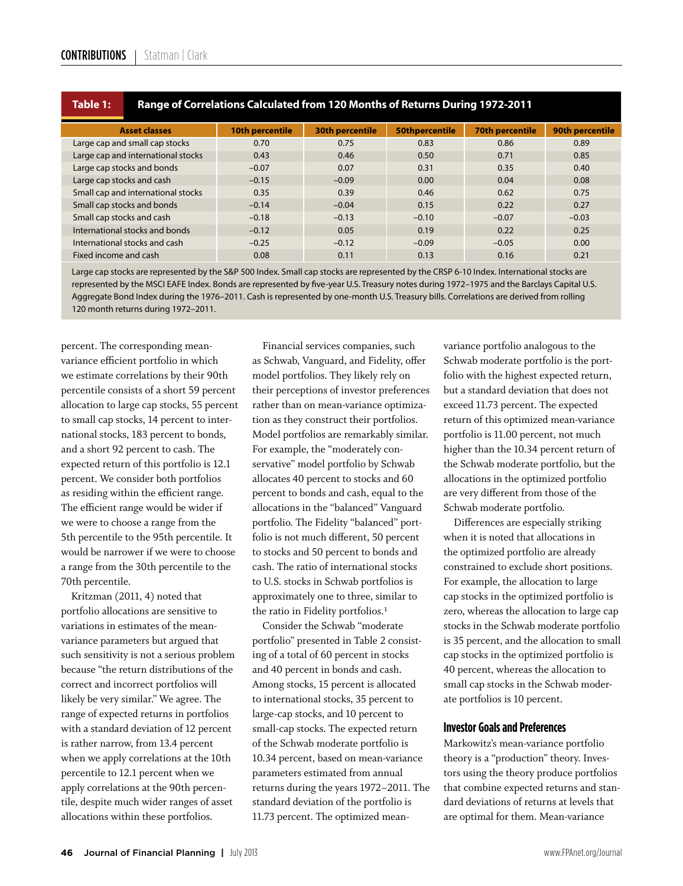**Table 1: Range of Correlations Calculated from 120 Months of Returns During 1972-2011**

| Asset classes | 10th percentile | 30th percentile | 50thpercentile | 70th percentile | 90th percentile |
|---|---|---|---|---|---|
| Large cap and small cap stocks | 0.70 | 0.75 | 0.83 | 0.86 | 0.89 |
| Large cap and international stocks | 0.43 | 0.46 | 0.50 | 0.71 | 0.85 |
| Large cap stocks and bonds | −0.07 | 0.07 | 0.31 | 0.35 | 0.40 |
| Large cap stocks and cash | −0.15 | −0.09 | 0.00 | 0.04 | 0.08 |
| Small cap and international stocks | 0.35 | 0.39 | 0.46 | 0.62 | 0.75 |
| Small cap stocks and bonds | −0.14 | −0.04 | 0.15 | 0.22 | 0.27 |
| Small cap stocks and cash | −0.18 | −0.13 | −0.10 | −0.07 | −0.03 |
| International stocks and bonds | −0.12 | 0.05 | 0.19 | 0.22 | 0.25 |
| International stocks and cash | −0.25 | −0.12 | −0.09 | −0.05 | 0.00 |
| Fixed income and cash | 0.08 | 0.11 | 0.13 | 0.16 | 0.21 |

Large cap stocks are represented by the S&P 500 Index. Small cap stocks are represented by the CRSP 6-10 Index. International stocks are represented by the MSCI EAFE Index. Bonds are represented by five-year U.S. Treasury notes during 1972–1975 and the Barclays Capital U.S. Aggregate Bond Index during the 1976–2011. Cash is represented by one-month U.S. Treasury bills. Correlations are derived from rolling 120 month returns during 1972–2011.

percent. The corresponding mean-variance efficient portfolio in which we estimate correlations by their 90th percentile consists of a short 59 percent allocation to large cap stocks, 55 percent to small cap stocks, 14 percent to international stocks, 183 percent to bonds, and a short 92 percent to cash. The expected return of this portfolio is 12.1 percent. We consider both portfolios as residing within the efficient range. The efficient range would be wider if we were to choose a range from the 5th percentile to the 95th percentile. It would be narrower if we were to choose a range from the 30th percentile to the 70th percentile.

Kritzman (2011, 4) noted that portfolio allocations are sensitive to variations in estimates of the mean-variance parameters but argued that such sensitivity is not a serious problem because "the return distributions of the correct and incorrect portfolios will likely be very similar." We agree. The range of expected returns in portfolios with a standard deviation of 12 percent is rather narrow, from 13.4 percent when we apply correlations at the 10th percentile to 12.1 percent when we apply correlations at the 90th percentile, despite much wider ranges of asset allocations within these portfolios.

Financial services companies, such as Schwab, Vanguard, and Fidelity, offer model portfolios. They likely rely on their perceptions of investor preferences rather than on mean-variance optimization as they construct their portfolios. Model portfolios are remarkably similar. For example, the "moderately conservative" model portfolio by Schwab allocates 40 percent to stocks and 60 percent to bonds and cash, equal to the allocations in the "balanced" Vanguard portfolio. The Fidelity "balanced" portfolio is not much different, 50 percent to stocks and 50 percent to bonds and cash. The ratio of international stocks to U.S. stocks in Schwab portfolios is approximately one to three, similar to the ratio in Fidelity portfolios.[1]

Consider the Schwab "moderate portfolio" presented in Table 2 consisting of a total of 60 percent in stocks and 40 percent in bonds and cash. Among stocks, 15 percent is allocated to international stocks, 35 percent to large-cap stocks, and 10 percent to small-cap stocks. The expected return of the Schwab moderate portfolio is 10.34 percent, based on mean-variance parameters estimated from annual returns during the years 1972–2011. The standard deviation of the portfolio is 11.73 percent. The optimized mean-variance portfolio analogous to the Schwab moderate portfolio is the portfolio with the highest expected return, but a standard deviation that does not exceed 11.73 percent. The expected return of this optimized mean-variance portfolio is 11.00 percent, not much higher than the 10.34 percent return of the Schwab moderate portfolio, but the allocations in the optimized portfolio are very different from those of the Schwab moderate portfolio.

Differences are especially striking when it is noted that allocations in the optimized portfolio are already constrained to exclude short positions. For example, the allocation to large cap stocks in the optimized portfolio is zero, whereas the allocation to large cap stocks in the Schwab moderate portfolio is 35 percent, and the allocation to small cap stocks in the optimized portfolio is 40 percent, whereas the allocation to small cap stocks in the Schwab moderate portfolios is 10 percent.

## Investor Goals and Preferences

Markowitz's mean-variance portfolio theory is a "production" theory. Investors using the theory produce portfolios that combine expected returns and standard deviations of returns at levels that are optimal for them. Mean-variance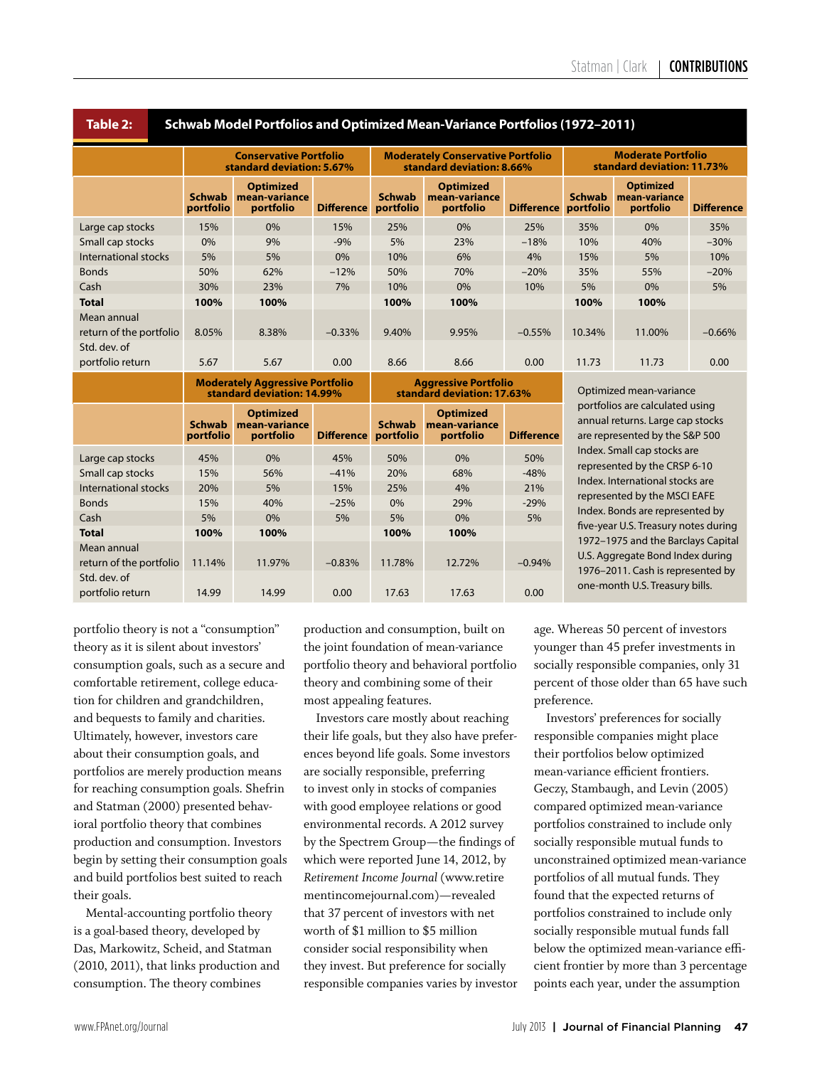**Table 2: Schwab Model Portfolios and Optimized Mean-Variance Portfolios (1972–2011)**

| | Conservative Portfolio standard deviation: 5.67% | | | Moderately Conservative Portfolio standard deviation: 8.66% | | | Moderate Portfolio standard deviation: 11.73% | | |
|---|---|---|---|---|---|---|---|---|---|
| | Schwab portfolio | Optimized mean-variance portfolio | Difference | Schwab portfolio | Optimized mean-variance portfolio | Difference | Schwab portfolio | Optimized mean-variance portfolio | Difference |
| Large cap stocks | 15% | 0% | 15% | 25% | 0% | 25% | 35% | 0% | 35% |
| Small cap stocks | 0% | 9% | -9% | 5% | 23% | −18% | 10% | 40% | −30% |
| International stocks | 5% | 5% | 0% | 10% | 6% | 4% | 15% | 5% | 10% |
| Bonds | 50% | 62% | −12% | 50% | 70% | −20% | 35% | 55% | −20% |
| Cash | 30% | 23% | 7% | 10% | 0% | 10% | 5% | 0% | 5% |
| **Total** | **100%** | **100%** | | **100%** | **100%** | | **100%** | **100%** | |
| Mean annual return of the portfolio | 8.05% | 8.38% | −0.33% | 9.40% | 9.95% | −0.55% | 10.34% | 11.00% | −0.66% |
| Std. dev. of portfolio return | 5.67 | 5.67 | 0.00 | 8.66 | 8.66 | 0.00 | 11.73 | 11.73 | 0.00 |

| | Moderately Aggressive Portfolio standard deviation: 14.99% | | | Aggressive Portfolio standard deviation: 17.63% | | |
|---|---|---|---|---|---|---|
| | Schwab portfolio | Optimized mean-variance portfolio | Difference | Schwab portfolio | Optimized mean-variance portfolio | Difference |
| Large cap stocks | 45% | 0% | 45% | 50% | 0% | 50% |
| Small cap stocks | 15% | 56% | −41% | 20% | 68% | -48% |
| International stocks | 20% | 5% | 15% | 25% | 4% | 21% |
| Bonds | 15% | 40% | −25% | 0% | 29% | -29% |
| Cash | 5% | 0% | 5% | 5% | 0% | 5% |
| **Total** | **100%** | **100%** | | **100%** | **100%** | |
| Mean annual return of the portfolio | 11.14% | 11.97% | −0.83% | 11.78% | 12.72% | −0.94% |
| Std. dev. of portfolio return | 14.99 | 14.99 | 0.00 | 17.63 | 17.63 | 0.00 |

Optimized mean-variance portfolios are calculated using annual returns. Large cap stocks are represented by the S&P 500 Index. Small cap stocks are represented by the CRSP 6-10 Index. International stocks are represented by the MSCI EAFE Index. Bonds are represented by five-year U.S. Treasury notes during 1972–1975 and the Barclays Capital U.S. Aggregate Bond Index during 1976–2011. Cash is represented by one-month U.S. Treasury bills.

portfolio theory is not a "consumption" theory as it is silent about investors' consumption goals, such as a secure and comfortable retirement, college education for children and grandchildren, and bequests to family and charities. Ultimately, however, investors care about their consumption goals, and portfolios are merely production means for reaching consumption goals. Shefrin and Statman (2000) presented behavioral portfolio theory that combines production and consumption. Investors begin by setting their consumption goals and build portfolios best suited to reach their goals.

Mental-accounting portfolio theory is a goal-based theory, developed by Das, Markowitz, Scheid, and Statman (2010, 2011), that links production and consumption. The theory combines production and consumption, built on the joint foundation of mean-variance portfolio theory and behavioral portfolio theory and combining some of their most appealing features.

Investors care mostly about reaching their life goals, but they also have preferences beyond life goals. Some investors are socially responsible, preferring to invest only in stocks of companies with good employee relations or good environmental records. A 2012 survey by the Spectrem Group—the findings of which were reported June 14, 2012, by *Retirement Income Journal* (www.retirementincomejournal.com)—revealed that 37 percent of investors with net worth of $1 million to $5 million consider social responsibility when they invest. But preference for socially responsible companies varies by investor age. Whereas 50 percent of investors younger than 45 prefer investments in socially responsible companies, only 31 percent of those older than 65 have such preference.

Investors' preferences for socially responsible companies might place their portfolios below optimized mean-variance efficient frontiers. Geczy, Stambaugh, and Levin (2005) compared optimized mean-variance portfolios constrained to include only socially responsible mutual funds to unconstrained optimized mean-variance portfolios of all mutual funds. They found that the expected returns of portfolios constrained to include only socially responsible mutual funds fall below the optimized mean-variance efficient frontier by more than 3 percentage points each year, under the assumption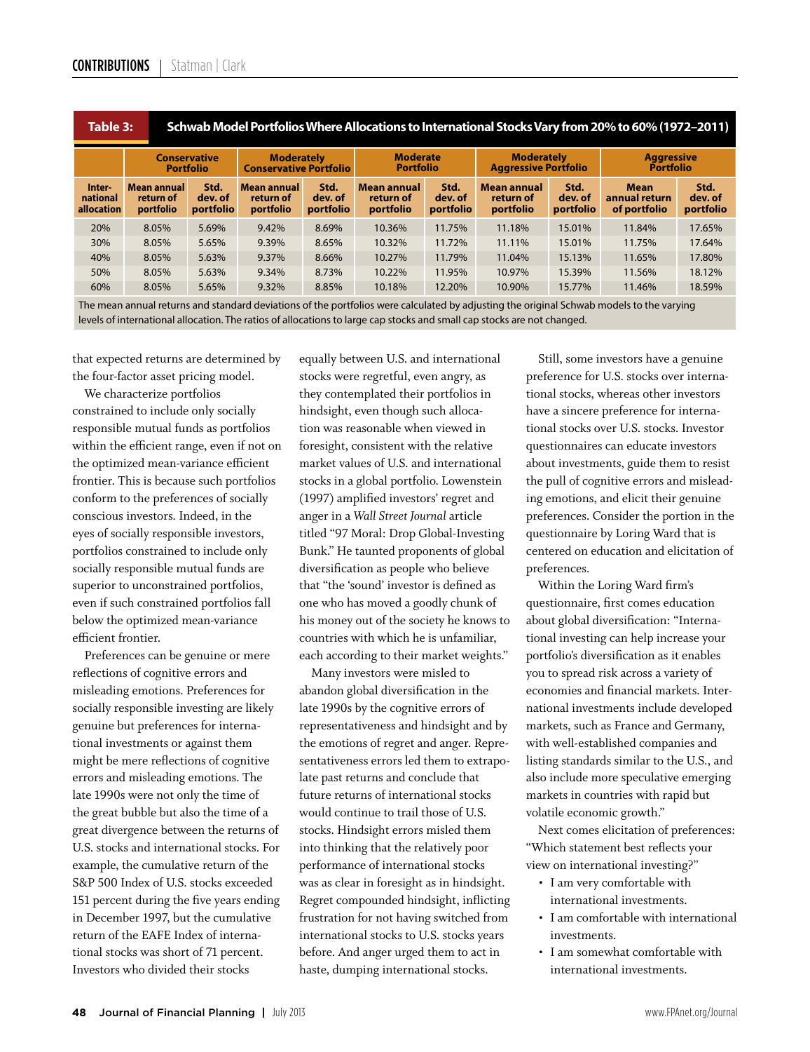**Table 3: Schwab Model Portfolios Where Allocations to International Stocks Vary from 20% to 60% (1972–2011)**

| | Conservative Portfolio | | Moderately Conservative Portfolio | | Moderate Portfolio | | Moderately Aggressive Portfolio | | Aggressive Portfolio | |
|---|---|---|---|---|---|---|---|---|---|---|
| International allocation | Mean annual return of portfolio | Std. dev. of portfolio | Mean annual return of portfolio | Std. dev. of portfolio | Mean annual return of portfolio | Std. dev. of portfolio | Mean annual return of portfolio | Std. dev. of portfolio | Mean annual return of portfolio | Std. dev. of portfolio |
| 20% | 8.05% | 5.69% | 9.42% | 8.69% | 10.36% | 11.75% | 11.18% | 15.01% | 11.84% | 17.65% |
| 30% | 8.05% | 5.65% | 9.39% | 8.65% | 10.32% | 11.72% | 11.11% | 15.01% | 11.75% | 17.64% |
| 40% | 8.05% | 5.63% | 9.37% | 8.66% | 10.27% | 11.79% | 11.04% | 15.13% | 11.65% | 17.80% |
| 50% | 8.05% | 5.63% | 9.34% | 8.73% | 10.22% | 11.95% | 10.97% | 15.39% | 11.56% | 18.12% |
| 60% | 8.05% | 5.65% | 9.32% | 8.85% | 10.18% | 12.20% | 10.90% | 15.77% | 11.46% | 18.59% |

The mean annual returns and standard deviations of the portfolios were calculated by adjusting the original Schwab models to the varying levels of international allocation. The ratios of allocations to large cap stocks and small cap stocks are not changed.

that expected returns are determined by the four-factor asset pricing model.

We characterize portfolios constrained to include only socially responsible mutual funds as portfolios within the efficient range, even if not on the optimized mean-variance efficient frontier. This is because such portfolios conform to the preferences of socially conscious investors. Indeed, in the eyes of socially responsible investors, portfolios constrained to include only socially responsible mutual funds are superior to unconstrained portfolios, even if such constrained portfolios fall below the optimized mean-variance efficient frontier.

Preferences can be genuine or mere reflections of cognitive errors and misleading emotions. Preferences for socially responsible investing are likely genuine but preferences for international investments or against them might be mere reflections of cognitive errors and misleading emotions. The late 1990s were not only the time of the great bubble but also the time of a great divergence between the returns of U.S. stocks and international stocks. For example, the cumulative return of the S&P 500 Index of U.S. stocks exceeded 151 percent during the five years ending in December 1997, but the cumulative return of the EAFE Index of international stocks was short of 71 percent. Investors who divided their stocks equally between U.S. and international stocks were regretful, even angry, as they contemplated their portfolios in hindsight, even though such allocation was reasonable when viewed in foresight, consistent with the relative market values of U.S. and international stocks in a global portfolio. Lowenstein (1997) amplified investors' regret and anger in a *Wall Street Journal* article titled "97 Moral: Drop Global-Investing Bunk." He taunted proponents of global diversification as people who believe that "the 'sound' investor is defined as one who has moved a goodly chunk of his money out of the society he knows to countries with which he is unfamiliar, each according to their market weights."

Many investors were misled to abandon global diversification in the late 1990s by the cognitive errors of representativeness and hindsight and by the emotions of regret and anger. Representativeness errors led them to extrapolate past returns and conclude that future returns of international stocks would continue to trail those of U.S. stocks. Hindsight errors misled them into thinking that the relatively poor performance of international stocks was as clear in foresight as in hindsight. Regret compounded hindsight, inflicting frustration for not having switched from international stocks to U.S. stocks years before. And anger urged them to act in haste, dumping international stocks.

Still, some investors have a genuine preference for U.S. stocks over international stocks, whereas other investors have a sincere preference for international stocks over U.S. stocks. Investor questionnaires can educate investors about investments, guide them to resist the pull of cognitive errors and misleading emotions, and elicit their genuine preferences. Consider the portion in the questionnaire by Loring Ward that is centered on education and elicitation of preferences.

Within the Loring Ward firm's questionnaire, first comes education about global diversification: "International investing can help increase your portfolio's diversification as it enables you to spread risk across a variety of economies and financial markets. International investments include developed markets, such as France and Germany, with well-established companies and listing standards similar to the U.S., and also include more speculative emerging markets in countries with rapid but volatile economic growth."

Next comes elicitation of preferences: "Which statement best reflects your view on international investing?"

- I am very comfortable with international investments.
- I am comfortable with international investments.
- I am somewhat comfortable with international investments.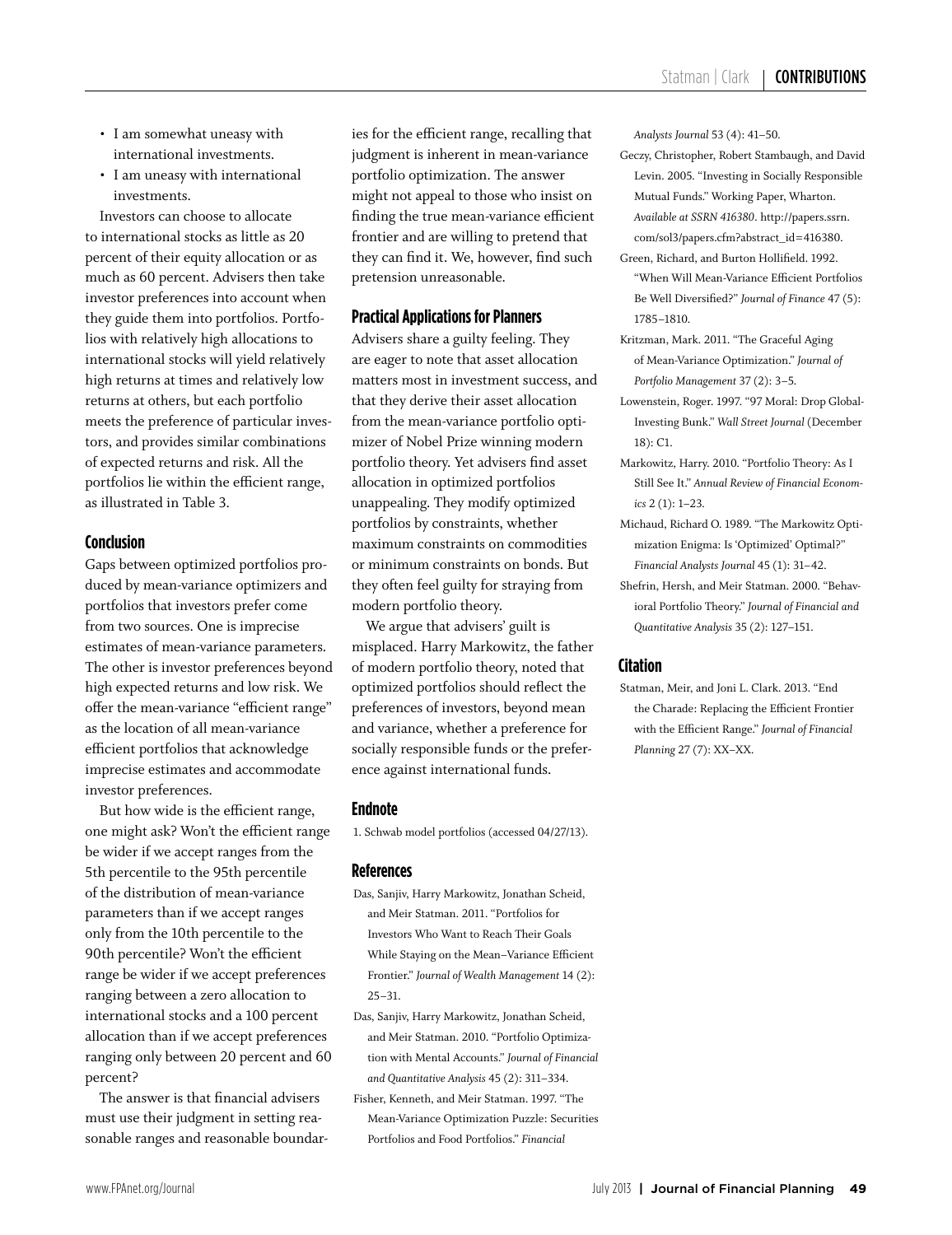- I am somewhat uneasy with international investments.
- I am uneasy with international investments.

Investors can choose to allocate to international stocks as little as 20 percent of their equity allocation or as much as 60 percent. Advisers then take investor preferences into account when they guide them into portfolios. Portfolios with relatively high allocations to international stocks will yield relatively high returns at times and relatively low returns at others, but each portfolio meets the preference of particular investors, and provides similar combinations of expected returns and risk. All the portfolios lie within the efficient range, as illustrated in Table 3.

## Conclusion

Gaps between optimized portfolios produced by mean-variance optimizers and portfolios that investors prefer come from two sources. One is imprecise estimates of mean-variance parameters. The other is investor preferences beyond high expected returns and low risk. We offer the mean-variance "efficient range" as the location of all mean-variance efficient portfolios that acknowledge imprecise estimates and accommodate investor preferences.

But how wide is the efficient range, one might ask? Won't the efficient range be wider if we accept ranges from the 5th percentile to the 95th percentile of the distribution of mean-variance parameters than if we accept ranges only from the 10th percentile to the 90th percentile? Won't the efficient range be wider if we accept preferences ranging between a zero allocation to international stocks and a 100 percent allocation than if we accept preferences ranging only between 20 percent and 60 percent?

The answer is that financial advisers must use their judgment in setting reasonable ranges and reasonable boundaries for the efficient range, recalling that judgment is inherent in mean-variance portfolio optimization. The answer might not appeal to those who insist on finding the true mean-variance efficient frontier and are willing to pretend that they can find it. We, however, find such pretension unreasonable.

## Practical Applications for Planners

Advisers share a guilty feeling. They are eager to note that asset allocation matters most in investment success, and that they derive their asset allocation from the mean-variance portfolio optimizer of Nobel Prize winning modern portfolio theory. Yet advisers find asset allocation in optimized portfolios unappealing. They modify optimized portfolios by constraints, whether maximum constraints on commodities or minimum constraints on bonds. But they often feel guilty for straying from modern portfolio theory.

We argue that advisers' guilt is misplaced. Harry Markowitz, the father of modern portfolio theory, noted that optimized portfolios should reflect the preferences of investors, beyond mean and variance, whether a preference for socially responsible funds or the preference against international funds.

## Endnote

1. Schwab model portfolios (accessed 04/27/13).

## References

Das, Sanjiv, Harry Markowitz, Jonathan Scheid, and Meir Statman. 2011. "Portfolios for Investors Who Want to Reach Their Goals While Staying on the Mean–Variance Efficient Frontier." *Journal of Wealth Management* 14 (2): 25–31.

Das, Sanjiv, Harry Markowitz, Jonathan Scheid, and Meir Statman. 2010. "Portfolio Optimization with Mental Accounts." *Journal of Financial and Quantitative Analysis* 45 (2): 311–334.

Fisher, Kenneth, and Meir Statman. 1997. "The Mean-Variance Optimization Puzzle: Securities Portfolios and Food Portfolios." *Financial Analysts Journal* 53 (4): 41–50.

Geczy, Christopher, Robert Stambaugh, and David Levin. 2005. "Investing in Socially Responsible Mutual Funds." Working Paper, Wharton. *Available at SSRN 416380*. http://papers.ssrn.com/sol3/papers.cfm?abstract_id=416380.

Green, Richard, and Burton Hollifield. 1992. "When Will Mean-Variance Efficient Portfolios Be Well Diversified?" *Journal of Finance* 47 (5): 1785–1810.

Kritzman, Mark. 2011. "The Graceful Aging of Mean-Variance Optimization." *Journal of Portfolio Management* 37 (2): 3–5.

Lowenstein, Roger. 1997. "97 Moral: Drop Global-Investing Bunk." *Wall Street Journal* (December 18): C1.

Markowitz, Harry. 2010. "Portfolio Theory: As I Still See It." *Annual Review of Financial Economics* 2 (1): 1–23.

Michaud, Richard O. 1989. "The Markowitz Optimization Enigma: Is 'Optimized' Optimal?" *Financial Analysts Journal* 45 (1): 31–42.

Shefrin, Hersh, and Meir Statman. 2000. "Behavioral Portfolio Theory." *Journal of Financial and Quantitative Analysis* 35 (2): 127–151.

## Citation

Statman, Meir, and Joni L. Clark. 2013. "End the Charade: Replacing the Efficient Frontier with the Efficient Range." *Journal of Financial Planning* 27 (7): XX–XX.